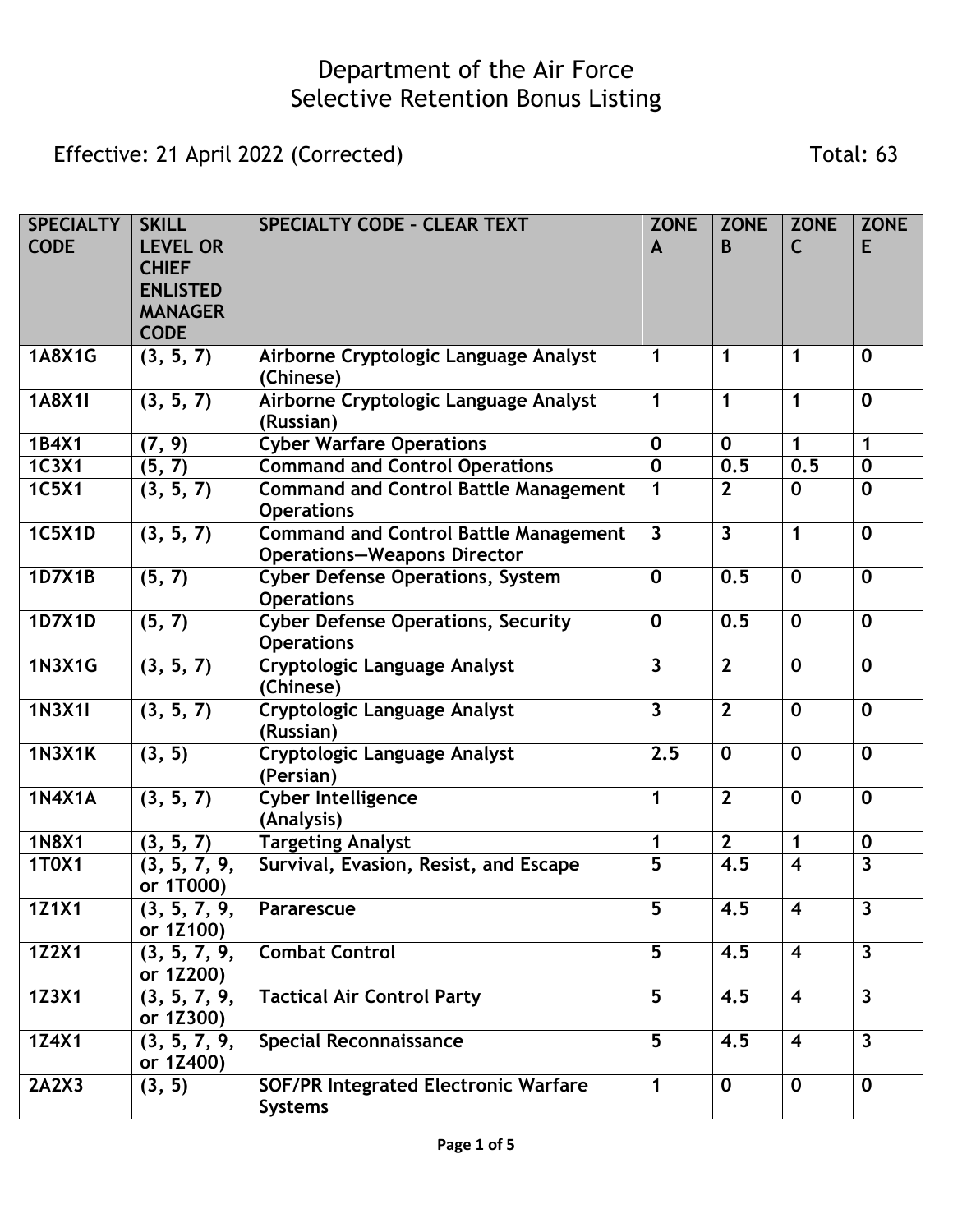# Department of the Air Force
# Selective Retention Bonus Listing

Effective: 21 April 2022 (Corrected) Total: 63

| SPECIALTY CODE | SKILL LEVEL OR CHIEF ENLISTED MANAGER CODE | SPECIALTY CODE – CLEAR TEXT | ZONE A | ZONE B | ZONE C | ZONE E |
|---|---|---|---|---|---|---|
| **1A8X1G** | **(3, 5, 7)** | **Airborne Cryptologic Language Analyst (Chinese)** | **1** | **1** | **1** | **0** |
| **1A8X1I** | **(3, 5, 7)** | **Airborne Cryptologic Language Analyst (Russian)** | **1** | **1** | **1** | **0** |
| **1B4X1** | **(7, 9)** | **Cyber Warfare Operations** | **0** | **0** | **1** | **1** |
| **1C3X1** | **(5, 7)** | **Command and Control Operations** | **0** | **0.5** | **0.5** | **0** |
| **1C5X1** | **(3, 5, 7)** | **Command and Control Battle Management Operations** | **1** | **2** | **0** | **0** |
| **1C5X1D** | **(3, 5, 7)** | **Command and Control Battle Management Operations—Weapons Director** | **3** | **3** | **1** | **0** |
| **1D7X1B** | **(5, 7)** | **Cyber Defense Operations, System Operations** | **0** | **0.5** | **0** | **0** |
| **1D7X1D** | **(5, 7)** | **Cyber Defense Operations, Security Operations** | **0** | **0.5** | **0** | **0** |
| **1N3X1G** | **(3, 5, 7)** | **Cryptologic Language Analyst (Chinese)** | **3** | **2** | **0** | **0** |
| **1N3X1I** | **(3, 5, 7)** | **Cryptologic Language Analyst (Russian)** | **3** | **2** | **0** | **0** |
| **1N3X1K** | **(3, 5)** | **Cryptologic Language Analyst (Persian)** | **2.5** | **0** | **0** | **0** |
| **1N4X1A** | **(3, 5, 7)** | **Cyber Intelligence (Analysis)** | **1** | **2** | **0** | **0** |
| **1N8X1** | **(3, 5, 7)** | **Targeting Analyst** | **1** | **2** | **1** | **0** |
| **1T0X1** | **(3, 5, 7, 9, or 1T000)** | **Survival, Evasion, Resist, and Escape** | **5** | **4.5** | **4** | **3** |
| **1Z1X1** | **(3, 5, 7, 9, or 1Z100)** | **Pararescue** | **5** | **4.5** | **4** | **3** |
| **1Z2X1** | **(3, 5, 7, 9, or 1Z200)** | **Combat Control** | **5** | **4.5** | **4** | **3** |
| **1Z3X1** | **(3, 5, 7, 9, or 1Z300)** | **Tactical Air Control Party** | **5** | **4.5** | **4** | **3** |
| **1Z4X1** | **(3, 5, 7, 9, or 1Z400)** | **Special Reconnaissance** | **5** | **4.5** | **4** | **3** |
| **2A2X3** | **(3, 5)** | **SOF/PR Integrated Electronic Warfare Systems** | **1** | **0** | **0** | **0** |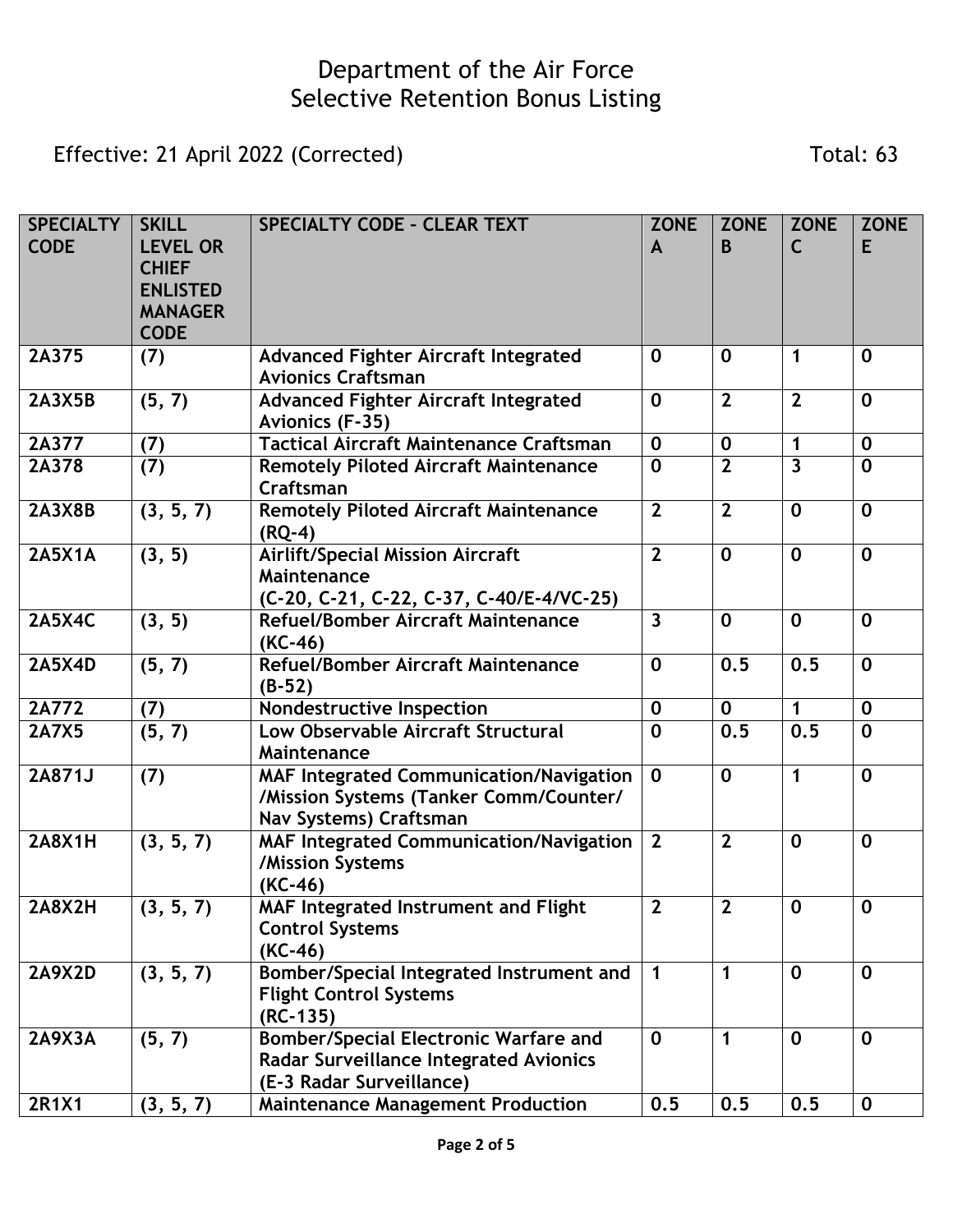# Department of the Air Force
# Selective Retention Bonus Listing

Effective: 21 April 2022 (Corrected) Total: 63

| SPECIALTY CODE | SKILL LEVEL OR CHIEF ENLISTED MANAGER CODE | SPECIALTY CODE – CLEAR TEXT | ZONE A | ZONE B | ZONE C | ZONE E |
|---|---|---|---|---|---|---|
| 2A375 | (7) | Advanced Fighter Aircraft Integrated Avionics Craftsman | 0 | 0 | 1 | 0 |
| 2A3X5B | (5, 7) | Advanced Fighter Aircraft Integrated Avionics (F-35) | 0 | 2 | 2 | 0 |
| 2A377 | (7) | Tactical Aircraft Maintenance Craftsman | 0 | 0 | 1 | 0 |
| 2A378 | (7) | Remotely Piloted Aircraft Maintenance Craftsman | 0 | 2 | 3 | 0 |
| 2A3X8B | (3, 5, 7) | Remotely Piloted Aircraft Maintenance (RQ-4) | 2 | 2 | 0 | 0 |
| 2A5X1A | (3, 5) | Airlift/Special Mission Aircraft Maintenance (C-20, C-21, C-22, C-37, C-40/E-4/VC-25) | 2 | 0 | 0 | 0 |
| 2A5X4C | (3, 5) | Refuel/Bomber Aircraft Maintenance (KC-46) | 3 | 0 | 0 | 0 |
| 2A5X4D | (5, 7) | Refuel/Bomber Aircraft Maintenance (B-52) | 0 | 0.5 | 0.5 | 0 |
| 2A772 | (7) | Nondestructive Inspection | 0 | 0 | 1 | 0 |
| 2A7X5 | (5, 7) | Low Observable Aircraft Structural Maintenance | 0 | 0.5 | 0.5 | 0 |
| 2A871J | (7) | MAF Integrated Communication/Navigation /Mission Systems (Tanker Comm/Counter/ Nav Systems) Craftsman | 0 | 0 | 1 | 0 |
| 2A8X1H | (3, 5, 7) | MAF Integrated Communication/Navigation /Mission Systems (KC-46) | 2 | 2 | 0 | 0 |
| 2A8X2H | (3, 5, 7) | MAF Integrated Instrument and Flight Control Systems (KC-46) | 2 | 2 | 0 | 0 |
| 2A9X2D | (3, 5, 7) | Bomber/Special Integrated Instrument and Flight Control Systems (RC-135) | 1 | 1 | 0 | 0 |
| 2A9X3A | (5, 7) | Bomber/Special Electronic Warfare and Radar Surveillance Integrated Avionics (E-3 Radar Surveillance) | 0 | 1 | 0 | 0 |
| 2R1X1 | (3, 5, 7) | Maintenance Management Production | 0.5 | 0.5 | 0.5 | 0 |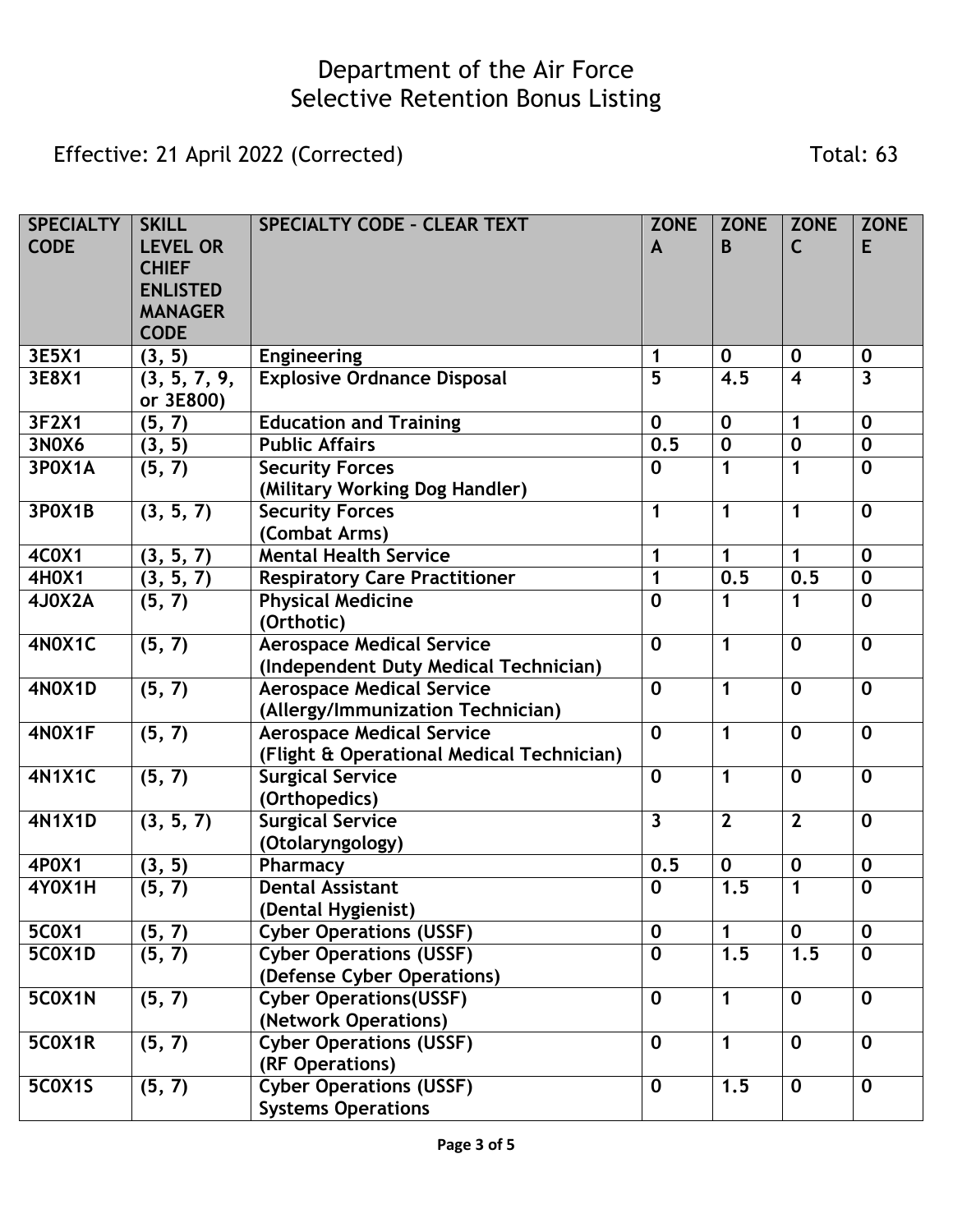# Department of the Air Force
# Selective Retention Bonus Listing

Effective: 21 April 2022 (Corrected)

Total: 63

| SPECIALTY CODE | SKILL LEVEL OR CHIEF ENLISTED MANAGER CODE | SPECIALTY CODE - CLEAR TEXT | ZONE A | ZONE B | ZONE C | ZONE E |
|---|---|---|---|---|---|---|
| 3E5X1 | (3, 5) | Engineering | 1 | 0 | 0 | 0 |
| 3E8X1 | (3, 5, 7, 9, or 3E800) | Explosive Ordnance Disposal | 5 | 4.5 | 4 | 3 |
| 3F2X1 | (5, 7) | Education and Training | 0 | 0 | 1 | 0 |
| 3N0X6 | (3, 5) | Public Affairs | 0.5 | 0 | 0 | 0 |
| 3P0X1A | (5, 7) | Security Forces (Military Working Dog Handler) | 0 | 1 | 1 | 0 |
| 3P0X1B | (3, 5, 7) | Security Forces (Combat Arms) | 1 | 1 | 1 | 0 |
| 4C0X1 | (3, 5, 7) | Mental Health Service | 1 | 1 | 1 | 0 |
| 4H0X1 | (3, 5, 7) | Respiratory Care Practitioner | 1 | 0.5 | 0.5 | 0 |
| 4J0X2A | (5, 7) | Physical Medicine (Orthotic) | 0 | 1 | 1 | 0 |
| 4N0X1C | (5, 7) | Aerospace Medical Service (Independent Duty Medical Technician) | 0 | 1 | 0 | 0 |
| 4N0X1D | (5, 7) | Aerospace Medical Service (Allergy/Immunization Technician) | 0 | 1 | 0 | 0 |
| 4N0X1F | (5, 7) | Aerospace Medical Service (Flight & Operational Medical Technician) | 0 | 1 | 0 | 0 |
| 4N1X1C | (5, 7) | Surgical Service (Orthopedics) | 0 | 1 | 0 | 0 |
| 4N1X1D | (3, 5, 7) | Surgical Service (Otolaryngology) | 3 | 2 | 2 | 0 |
| 4P0X1 | (3, 5) | Pharmacy | 0.5 | 0 | 0 | 0 |
| 4Y0X1H | (5, 7) | Dental Assistant (Dental Hygienist) | 0 | 1.5 | 1 | 0 |
| 5C0X1 | (5, 7) | Cyber Operations (USSF) | 0 | 1 | 0 | 0 |
| 5C0X1D | (5, 7) | Cyber Operations (USSF) (Defense Cyber Operations) | 0 | 1.5 | 1.5 | 0 |
| 5C0X1N | (5, 7) | Cyber Operations(USSF) (Network Operations) | 0 | 1 | 0 | 0 |
| 5C0X1R | (5, 7) | Cyber Operations (USSF) (RF Operations) | 0 | 1 | 0 | 0 |
| 5C0X1S | (5, 7) | Cyber Operations (USSF) Systems Operations | 0 | 1.5 | 0 | 0 |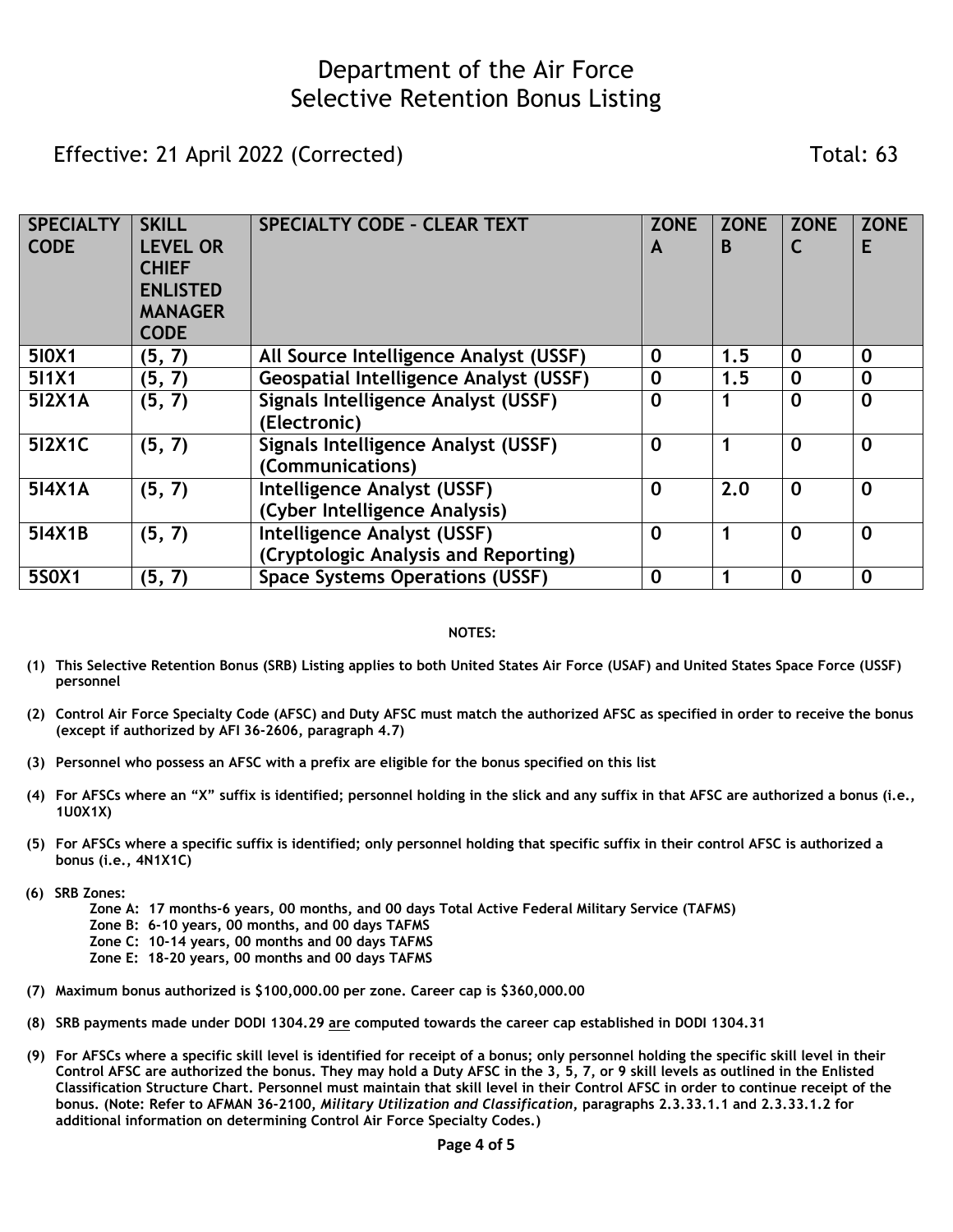# Department of the Air Force
# Selective Retention Bonus Listing

Effective: 21 April 2022 (Corrected) Total: 63

| SPECIALTY CODE | SKILL LEVEL OR CHIEF ENLISTED MANAGER CODE | SPECIALTY CODE – CLEAR TEXT | ZONE A | ZONE B | ZONE C | ZONE E |
|---|---|---|---|---|---|---|
| **5I0X1** | **(5, 7)** | **All Source Intelligence Analyst (USSF)** | **0** | **1.5** | **0** | **0** |
| **5I1X1** | **(5, 7)** | **Geospatial Intelligence Analyst (USSF)** | **0** | **1.5** | **0** | **0** |
| **5I2X1A** | **(5, 7)** | **Signals Intelligence Analyst (USSF) (Electronic)** | **0** | **1** | **0** | **0** |
| **5I2X1C** | **(5, 7)** | **Signals Intelligence Analyst (USSF) (Communications)** | **0** | **1** | **0** | **0** |
| **5I4X1A** | **(5, 7)** | **Intelligence Analyst (USSF) (Cyber Intelligence Analysis)** | **0** | **2.0** | **0** | **0** |
| **5I4X1B** | **(5, 7)** | **Intelligence Analyst (USSF) (Cryptologic Analysis and Reporting)** | **0** | **1** | **0** | **0** |
| **5S0X1** | **(5, 7)** | **Space Systems Operations (USSF)** | **0** | **1** | **0** | **0** |

**NOTES:**

**(1) This Selective Retention Bonus (SRB) Listing applies to both United States Air Force (USAF) and United States Space Force (USSF) personnel**

**(2) Control Air Force Specialty Code (AFSC) and Duty AFSC must match the authorized AFSC as specified in order to receive the bonus (except if authorized by AFI 36-2606, paragraph 4.7)**

**(3) Personnel who possess an AFSC with a prefix are eligible for the bonus specified on this list**

**(4) For AFSCs where an "X" suffix is identified; personnel holding in the slick and any suffix in that AFSC are authorized a bonus (i.e., 1U0X1X)**

**(5) For AFSCs where a specific suffix is identified; only personnel holding that specific suffix in their control AFSC is authorized a bonus (i.e., 4N1X1C)**

**(6) SRB Zones:**
- **Zone A: 17 months-6 years, 00 months, and 00 days Total Active Federal Military Service (TAFMS)**
- **Zone B: 6-10 years, 00 months, and 00 days TAFMS**
- **Zone C: 10-14 years, 00 months and 00 days TAFMS**
- **Zone E: 18-20 years, 00 months and 00 days TAFMS**

**(7) Maximum bonus authorized is $100,000.00 per zone. Career cap is $360,000.00**

**(8) SRB payments made under DODI 1304.29 are computed towards the career cap established in DODI 1304.31**

**(9) For AFSCs where a specific skill level is identified for receipt of a bonus; only personnel holding the specific skill level in their Control AFSC are authorized the bonus. They may hold a Duty AFSC in the 3, 5, 7, or 9 skill levels as outlined in the Enlisted Classification Structure Chart. Personnel must maintain that skill level in their Control AFSC in order to continue receipt of the bonus. (Note: Refer to AFMAN 36-2100, *Military Utilization and Classification*, paragraphs 2.3.33.1.1 and 2.3.33.1.2 for additional information on determining Control Air Force Specialty Codes.)**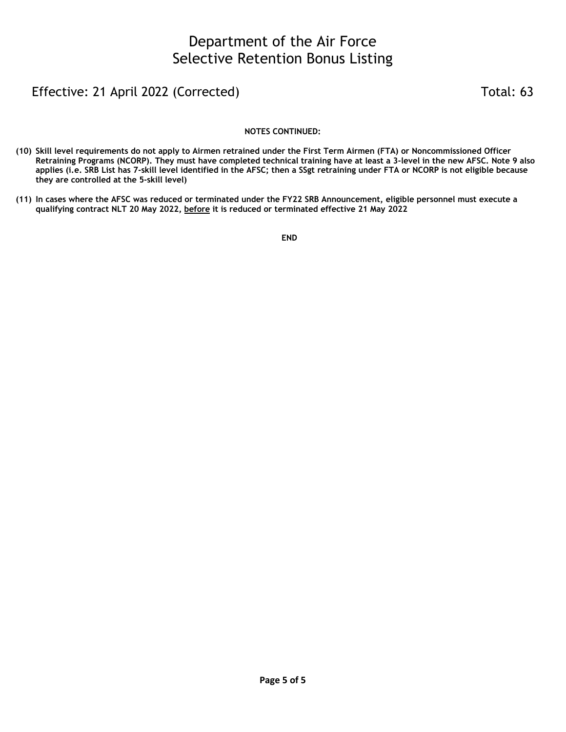# Department of the Air Force
# Selective Retention Bonus Listing

## Effective: 21 April 2022 (Corrected) Total: 63

**NOTES CONTINUED:**

**(10) Skill level requirements do not apply to Airmen retrained under the First Term Airmen (FTA) or Noncommissioned Officer Retraining Programs (NCORP). They must have completed technical training have at least a 3-level in the new AFSC. Note 9 also applies (i.e. SRB List has 7-skill level identified in the AFSC; then a SSgt retraining under FTA or NCORP is not eligible because they are controlled at the 5-skill level)**

**(11) In cases where the AFSC was reduced or terminated under the FY22 SRB Announcement, eligible personnel must execute a qualifying contract NLT 20 May 2022, <u>before</u> it is reduced or terminated effective 21 May 2022**

**END**